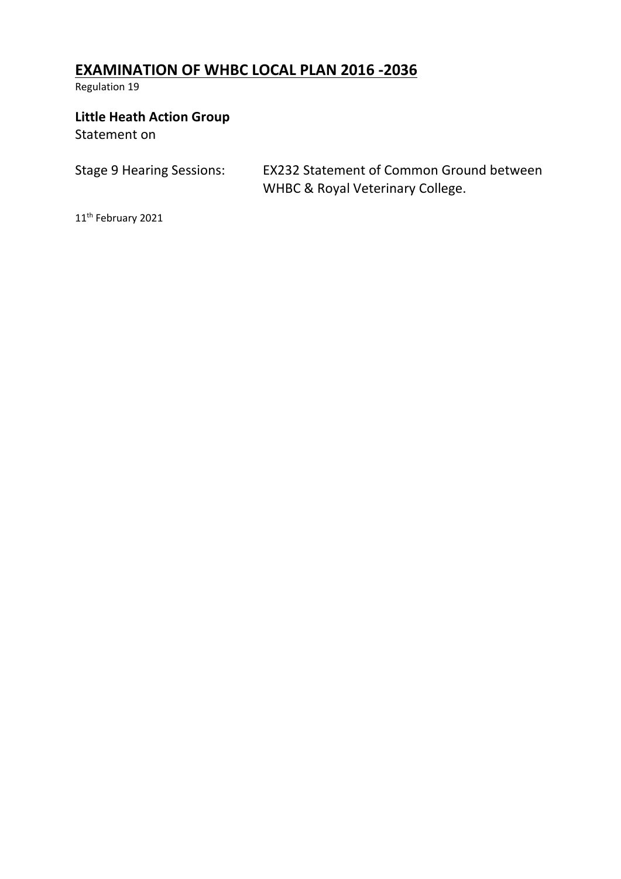# EXAMINATION OF WHBC LOCAL PLAN 2016 -2036

Regulation 19

**Little Heath Action Group**

Statement on

Stage 9 Hearing Sessions: EX232 Statement of Common Ground between WHBC & Royal Veterinary College.

11th February 2021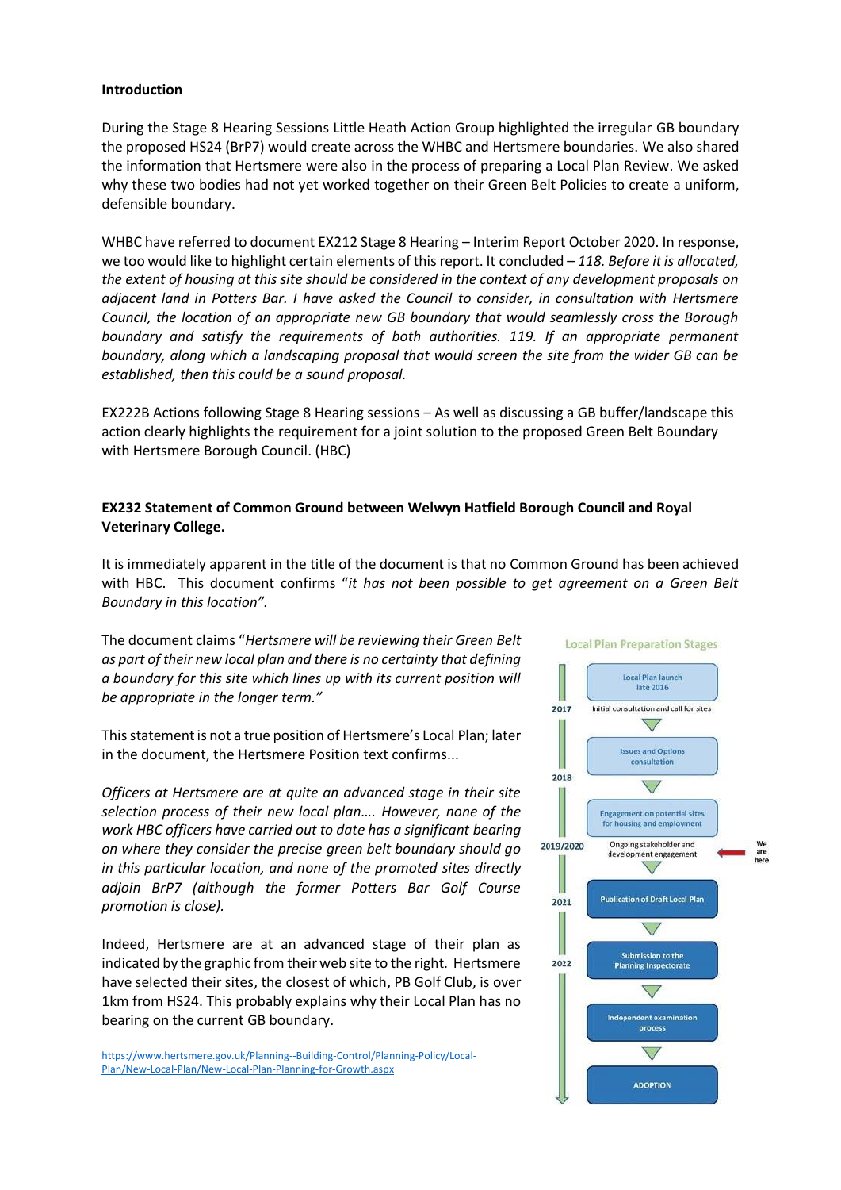**Introduction**

During the Stage 8 Hearing Sessions Little Heath Action Group highlighted the irregular GB boundary the proposed HS24 (BrP7) would create across the WHBC and Hertsmere boundaries. We also shared the information that Hertsmere were also in the process of preparing a Local Plan Review. We asked why these two bodies had not yet worked together on their Green Belt Policies to create a uniform, defensible boundary.

WHBC have referred to document EX212 Stage 8 Hearing – Interim Report October 2020. In response, we too would like to highlight certain elements of this report. It concluded – *118. Before it is allocated, the extent of housing at this site should be considered in the context of any development proposals on adjacent land in Potters Bar. I have asked the Council to consider, in consultation with Hertsmere Council, the location of an appropriate new GB boundary that would seamlessly cross the Borough boundary and satisfy the requirements of both authorities. 119. If an appropriate permanent boundary, along which a landscaping proposal that would screen the site from the wider GB can be established, then this could be a sound proposal.*

EX222B Actions following Stage 8 Hearing sessions – As well as discussing a GB buffer/landscape this action clearly highlights the requirement for a joint solution to the proposed Green Belt Boundary with Hertsmere Borough Council. (HBC)

**EX232 Statement of Common Ground between Welwyn Hatfield Borough Council and Royal Veterinary College.**

It is immediately apparent in the title of the document is that no Common Ground has been achieved with HBC. This document confirms "*it has not been possible to get agreement on a Green Belt Boundary in this location*".

The document claims "*Hertsmere will be reviewing their Green Belt as part of their new local plan and there is no certainty that defining a boundary for this site which lines up with its current position will be appropriate in the longer term.*"

This statement is not a true position of Hertsmere's Local Plan; later in the document, the Hertsmere Position text confirms...

*Officers at Hertsmere are at quite an advanced stage in their site selection process of their new local plan…. However, none of the work HBC officers have carried out to date has a significant bearing on where they consider the precise green belt boundary should go in this particular location, and none of the promoted sites directly adjoin BrP7 (although the former Potters Bar Golf Course promotion is close).*

Indeed, Hertsmere are at an advanced stage of their plan as indicated by the graphic from their web site to the right. Hertsmere have selected their sites, the closest of which, PB Golf Club, is over 1km from HS24. This probably explains why their Local Plan has no bearing on the current GB boundary.

Local Plan Preparation Stages

- Local Plan launch late 2016
- 2017 – Initial consultation and call for sites
- Issues and Options consultation
- 2018 – Engagement on potential sites for housing and employment
- 2019/2020 – Ongoing stakeholder and development engagement (We are here)
- 2021 – Publication of Draft Local Plan
- 2022 – Submission to the Planning Inspectorate
- Independent examination process
- ADOPTION

https://www.hertsmere.gov.uk/Planning--Building-Control/Planning-Policy/Local-Plan/New-Local-Plan/New-Local-Plan-Planning-for-Growth.aspx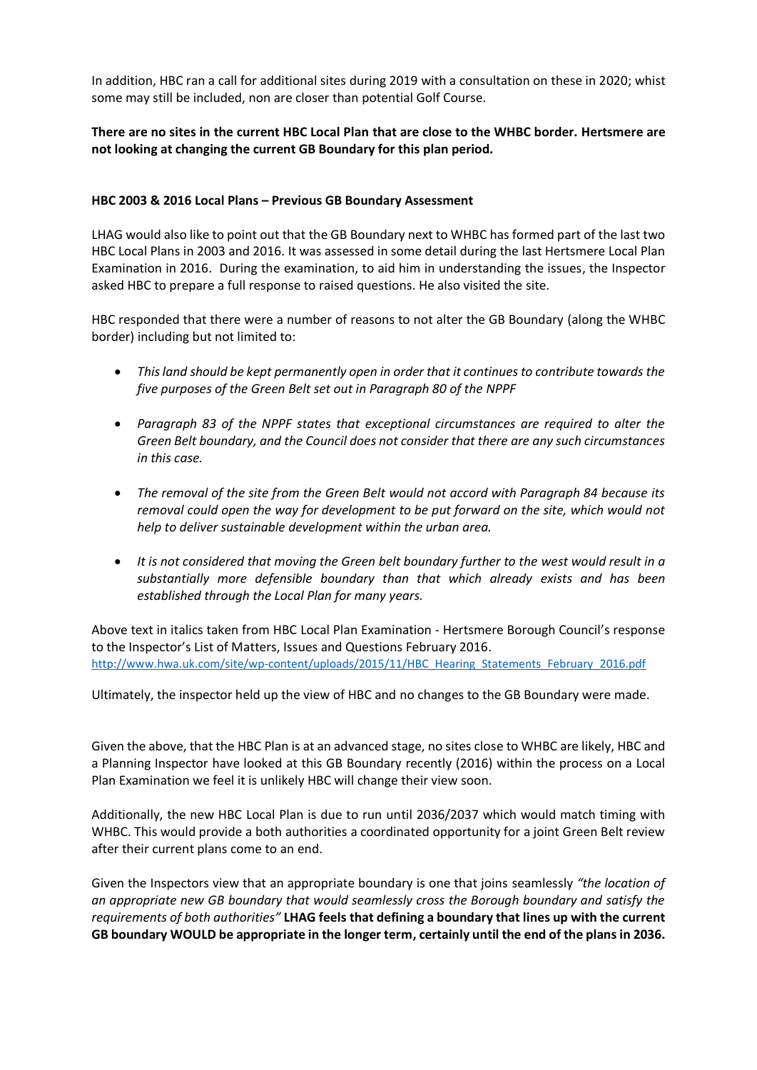In addition, HBC ran a call for additional sites during 2019 with a consultation on these in 2020; whist some may still be included, non are closer than potential Golf Course.

**There are no sites in the current HBC Local Plan that are close to the WHBC border. Hertsmere are not looking at changing the current GB Boundary for this plan period.**

**HBC 2003 & 2016 Local Plans – Previous GB Boundary Assessment**

LHAG would also like to point out that the GB Boundary next to WHBC has formed part of the last two HBC Local Plans in 2003 and 2016. It was assessed in some detail during the last Hertsmere Local Plan Examination in 2016. During the examination, to aid him in understanding the issues, the Inspector asked HBC to prepare a full response to raised questions. He also visited the site.

HBC responded that there were a number of reasons to not alter the GB Boundary (along the WHBC border) including but not limited to:

- *This land should be kept permanently open in order that it continues to contribute towards the five purposes of the Green Belt set out in Paragraph 80 of the NPPF*
- *Paragraph 83 of the NPPF states that exceptional circumstances are required to alter the Green Belt boundary, and the Council does not consider that there are any such circumstances in this case.*
- *The removal of the site from the Green Belt would not accord with Paragraph 84 because its removal could open the way for development to be put forward on the site, which would not help to deliver sustainable development within the urban area.*
- *It is not considered that moving the Green belt boundary further to the west would result in a substantially more defensible boundary than that which already exists and has been established through the Local Plan for many years.*

Above text in italics taken from HBC Local Plan Examination - Hertsmere Borough Council's response to the Inspector's List of Matters, Issues and Questions February 2016.
http://www.hwa.uk.com/site/wp-content/uploads/2015/11/HBC_Hearing_Statements_February_2016.pdf

Ultimately, the inspector held up the view of HBC and no changes to the GB Boundary were made.

Given the above, that the HBC Plan is at an advanced stage, no sites close to WHBC are likely, HBC and a Planning Inspector have looked at this GB Boundary recently (2016) within the process on a Local Plan Examination we feel it is unlikely HBC will change their view soon.

Additionally, the new HBC Local Plan is due to run until 2036/2037 which would match timing with WHBC. This would provide a both authorities a coordinated opportunity for a joint Green Belt review after their current plans come to an end.

Given the Inspectors view that an appropriate boundary is one that joins seamlessly *"the location of an appropriate new GB boundary that would seamlessly cross the Borough boundary and satisfy the requirements of both authorities"* **LHAG feels that defining a boundary that lines up with the current GB boundary WOULD be appropriate in the longer term, certainly until the end of the plans in 2036.**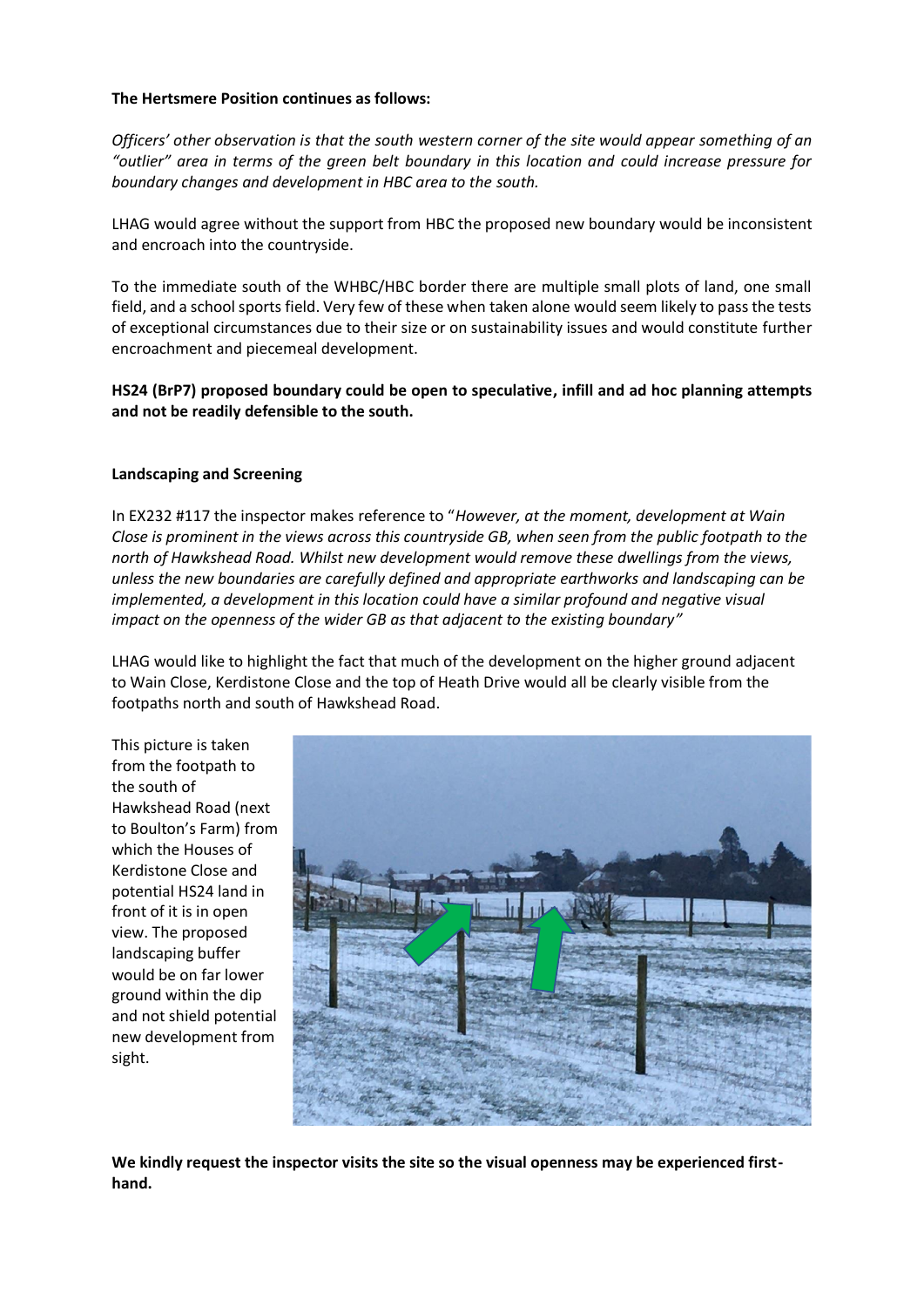**The Hertsmere Position continues as follows:**

*Officers' other observation is that the south western corner of the site would appear something of an "outlier" area in terms of the green belt boundary in this location and could increase pressure for boundary changes and development in HBC area to the south.*

LHAG would agree without the support from HBC the proposed new boundary would be inconsistent and encroach into the countryside.

To the immediate south of the WHBC/HBC border there are multiple small plots of land, one small field, and a school sports field. Very few of these when taken alone would seem likely to pass the tests of exceptional circumstances due to their size or on sustainability issues and would constitute further encroachment and piecemeal development.

**HS24 (BrP7) proposed boundary could be open to speculative, infill and ad hoc planning attempts and not be readily defensible to the south.**

**Landscaping and Screening**

In EX232 #117 the inspector makes reference to "*However, at the moment, development at Wain Close is prominent in the views across this countryside GB, when seen from the public footpath to the north of Hawkshead Road. Whilst new development would remove these dwellings from the views, unless the new boundaries are carefully defined and appropriate earthworks and landscaping can be implemented, a development in this location could have a similar profound and negative visual impact on the openness of the wider GB as that adjacent to the existing boundary"*

LHAG would like to highlight the fact that much of the development on the higher ground adjacent to Wain Close, Kerdistone Close and the top of Heath Drive would all be clearly visible from the footpaths north and south of Hawkshead Road.

This picture is taken from the footpath to the south of Hawkshead Road (next to Boulton's Farm) from which the Houses of Kerdistone Close and potential HS24 land in front of it is in open view. The proposed landscaping buffer would be on far lower ground within the dip and not shield potential new development from sight.

**We kindly request the inspector visits the site so the visual openness may be experienced first-hand.**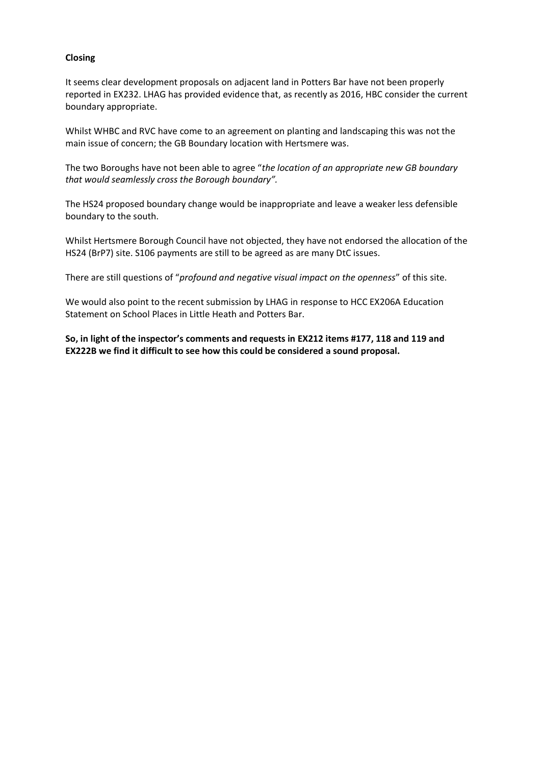**Closing**

It seems clear development proposals on adjacent land in Potters Bar have not been properly reported in EX232. LHAG has provided evidence that, as recently as 2016, HBC consider the current boundary appropriate.

Whilst WHBC and RVC have come to an agreement on planting and landscaping this was not the main issue of concern; the GB Boundary location with Hertsmere was.

The two Boroughs have not been able to agree "*the location of an appropriate new GB boundary that would seamlessly cross the Borough boundary".*

The HS24 proposed boundary change would be inappropriate and leave a weaker less defensible boundary to the south.

Whilst Hertsmere Borough Council have not objected, they have not endorsed the allocation of the HS24 (BrP7) site. S106 payments are still to be agreed as are many DtC issues.

There are still questions of "*profound and negative visual impact on the openness*" of this site.

We would also point to the recent submission by LHAG in response to HCC EX206A Education Statement on School Places in Little Heath and Potters Bar.

**So, in light of the inspector's comments and requests in EX212 items #177, 118 and 119 and EX222B we find it difficult to see how this could be considered a sound proposal.**